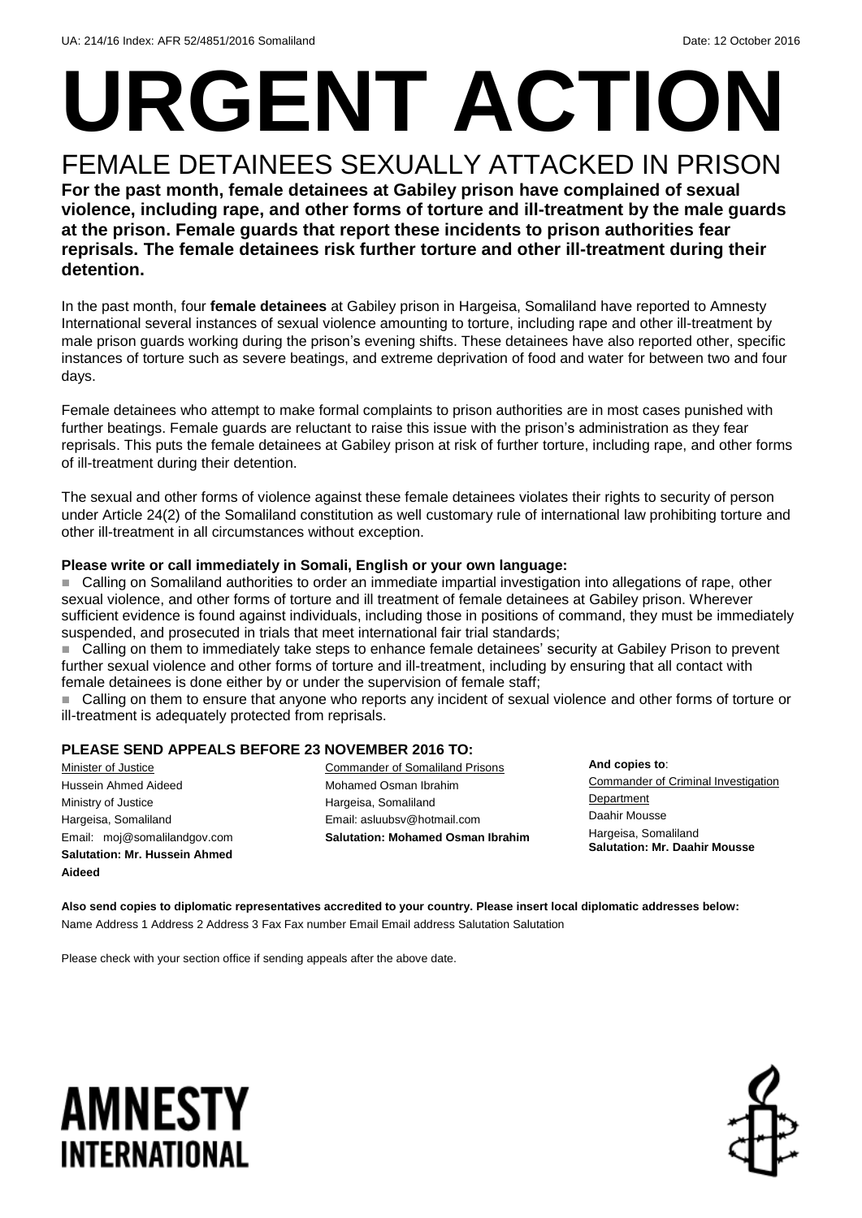UA: 214/16 Index: AFR 52/4851/2016 Somaliland Date: 12 October 2016

# URGENT ACTION

## FEMALE DETAINEES SEXUALLY ATTACKED IN PRISON

**For the past month, female detainees at Gabiley prison have complained of sexual violence, including rape, and other forms of torture and ill-treatment by the male guards at the prison. Female guards that report these incidents to prison authorities fear reprisals. The female detainees risk further torture and other ill-treatment during their detention.**

In the past month, four **female detainees** at Gabiley prison in Hargeisa, Somaliland have reported to Amnesty International several instances of sexual violence amounting to torture, including rape and other ill-treatment by male prison guards working during the prison's evening shifts. These detainees have also reported other, specific instances of torture such as severe beatings, and extreme deprivation of food and water for between two and four days.

Female detainees who attempt to make formal complaints to prison authorities are in most cases punished with further beatings. Female guards are reluctant to raise this issue with the prison's administration as they fear reprisals. This puts the female detainees at Gabiley prison at risk of further torture, including rape, and other forms of ill-treatment during their detention.

The sexual and other forms of violence against these female detainees violates their rights to security of person under Article 24(2) of the Somaliland constitution as well customary rule of international law prohibiting torture and other ill-treatment in all circumstances without exception.

**Please write or call immediately in Somali, English or your own language:**

- Calling on Somaliland authorities to order an immediate impartial investigation into allegations of rape, other sexual violence, and other forms of torture and ill treatment of female detainees at Gabiley prison. Wherever sufficient evidence is found against individuals, including those in positions of command, they must be immediately suspended, and prosecuted in trials that meet international fair trial standards;
- Calling on them to immediately take steps to enhance female detainees' security at Gabiley Prison to prevent further sexual violence and other forms of torture and ill-treatment, including by ensuring that all contact with female detainees is done either by or under the supervision of female staff;
- Calling on them to ensure that anyone who reports any incident of sexual violence and other forms of torture or ill-treatment is adequately protected from reprisals.

**PLEASE SEND APPEALS BEFORE 23 NOVEMBER 2016 TO:**

Minister of Justice
Hussein Ahmed Aideed
Ministry of Justice
Hargeisa, Somaliland
Email: moj@somalilandgov.com
**Salutation: Mr. Hussein Ahmed Aideed**

Commander of Somaliland Prisons
Mohamed Osman Ibrahim
Hargeisa, Somaliland
Email: asluubsv@hotmail.com
**Salutation: Mohamed Osman Ibrahim**

**And copies to**:
Commander of Criminal Investigation Department
Daahir Mousse
Hargeisa, Somaliland
**Salutation: Mr. Daahir Mousse**

**Also send copies to diplomatic representatives accredited to your country. Please insert local diplomatic addresses below:**
Name Address 1 Address 2 Address 3 Fax Fax number Email Email address Salutation Salutation

Please check with your section office if sending appeals after the above date.

AMNESTY INTERNATIONAL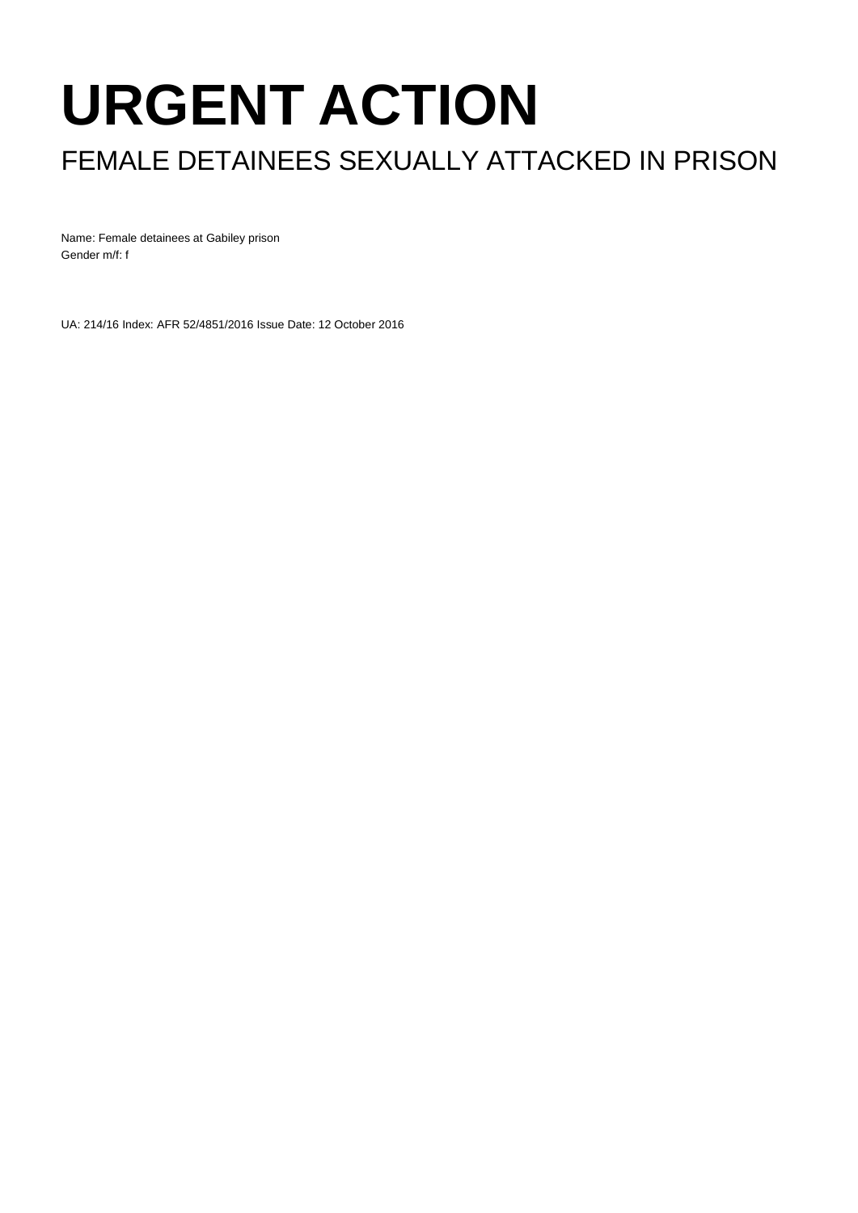# URGENT ACTION

## FEMALE DETAINEES SEXUALLY ATTACKED IN PRISON

Name: Female detainees at Gabiley prison
Gender m/f: f

UA: 214/16 Index: AFR 52/4851/2016 Issue Date: 12 October 2016